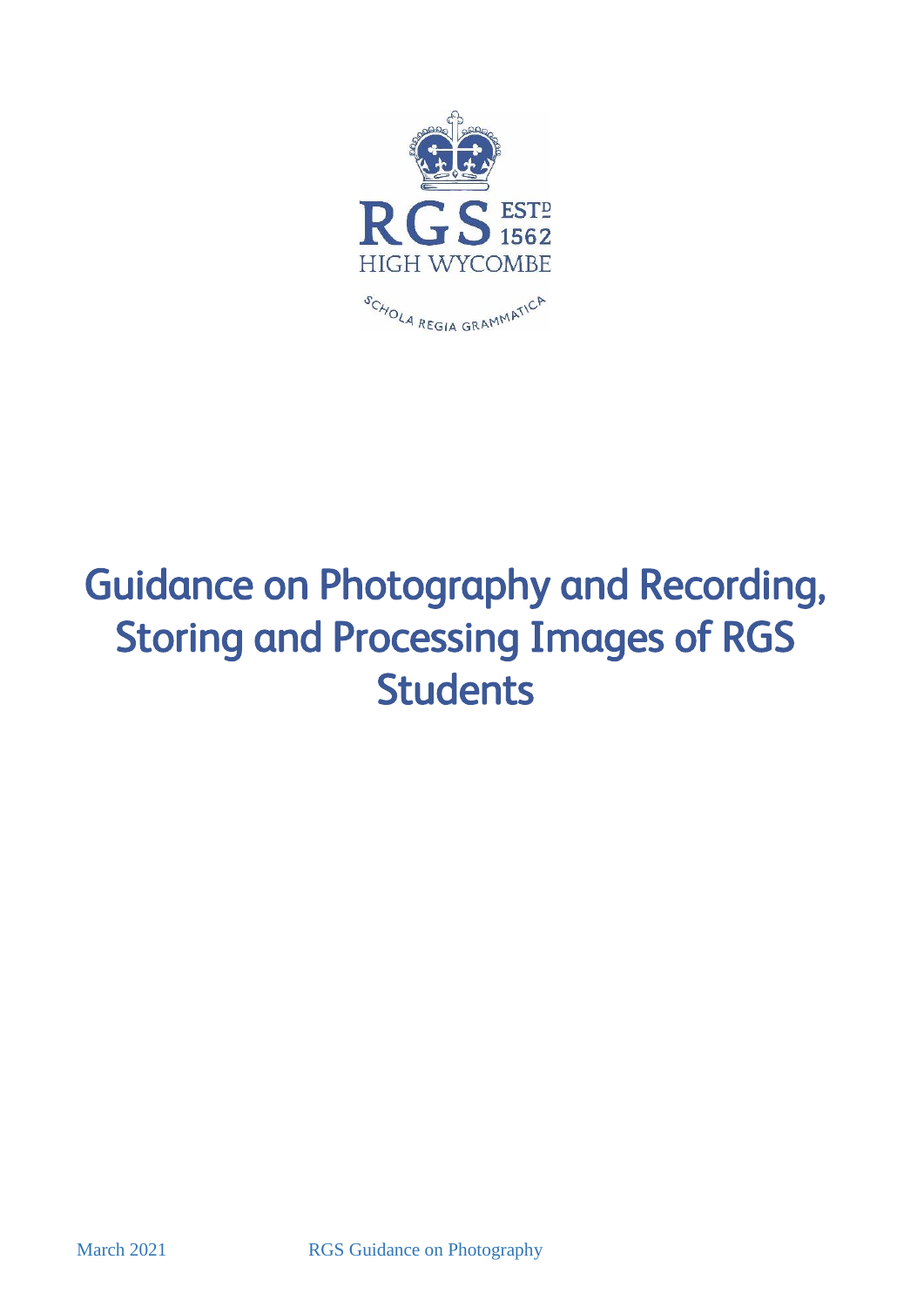RGS ESTD 1562
HIGH WYCOMBE

SCHOLA REGIA GRAMMATICA

# Guidance on Photography and Recording, Storing and Processing Images of RGS Students

March 2021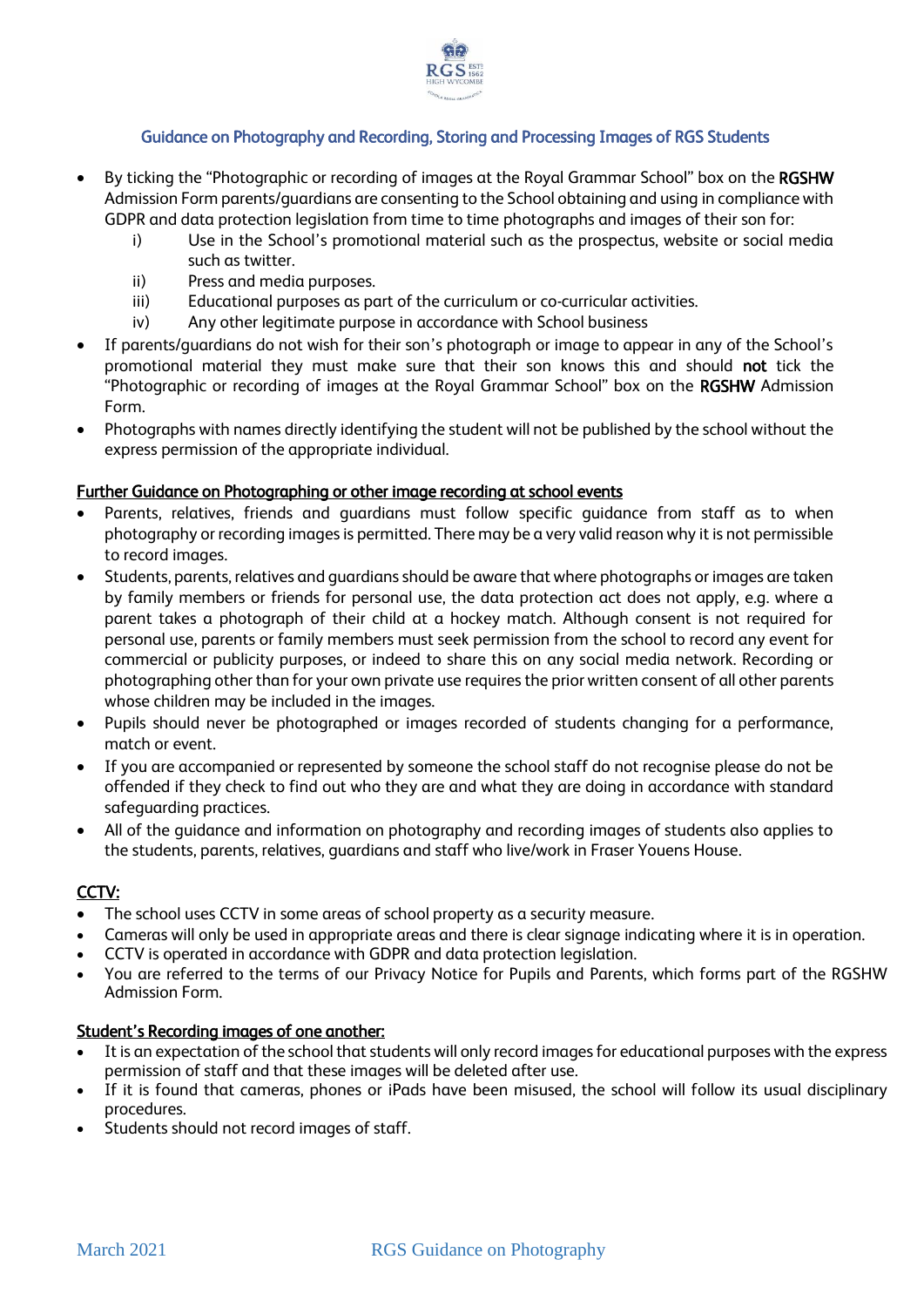## Guidance on Photography and Recording, Storing and Processing Images of RGS Students

- By ticking the "Photographic or recording of images at the Royal Grammar School" box on the **RGSHW** Admission Form parents/guardians are consenting to the School obtaining and using in compliance with GDPR and data protection legislation from time to time photographs and images of their son for:
  - i) Use in the School's promotional material such as the prospectus, website or social media such as twitter.
  - ii) Press and media purposes.
  - iii) Educational purposes as part of the curriculum or co-curricular activities.
  - iv) Any other legitimate purpose in accordance with School business
- If parents/guardians do not wish for their son's photograph or image to appear in any of the School's promotional material they must make sure that their son knows this and should **not** tick the "Photographic or recording of images at the Royal Grammar School" box on the **RGSHW** Admission Form.
- Photographs with names directly identifying the student will not be published by the school without the express permission of the appropriate individual.

### Further Guidance on Photographing or other image recording at school events

- Parents, relatives, friends and guardians must follow specific guidance from staff as to when photography or recording images is permitted. There may be a very valid reason why it is not permissible to record images.
- Students, parents, relatives and guardians should be aware that where photographs or images are taken by family members or friends for personal use, the data protection act does not apply, e.g. where a parent takes a photograph of their child at a hockey match. Although consent is not required for personal use, parents or family members must seek permission from the school to record any event for commercial or publicity purposes, or indeed to share this on any social media network. Recording or photographing other than for your own private use requires the prior written consent of all other parents whose children may be included in the images.
- Pupils should never be photographed or images recorded of students changing for a performance, match or event.
- If you are accompanied or represented by someone the school staff do not recognise please do not be offended if they check to find out who they are and what they are doing in accordance with standard safeguarding practices.
- All of the guidance and information on photography and recording images of students also applies to the students, parents, relatives, guardians and staff who live/work in Fraser Youens House.

### CCTV:

- The school uses CCTV in some areas of school property as a security measure.
- Cameras will only be used in appropriate areas and there is clear signage indicating where it is in operation.
- CCTV is operated in accordance with GDPR and data protection legislation.
- You are referred to the terms of our Privacy Notice for Pupils and Parents, which forms part of the RGSHW Admission Form.

### Student's Recording images of one another:

- It is an expectation of the school that students will only record images for educational purposes with the express permission of staff and that these images will be deleted after use.
- If it is found that cameras, phones or iPads have been misused, the school will follow its usual disciplinary procedures.
- Students should not record images of staff.